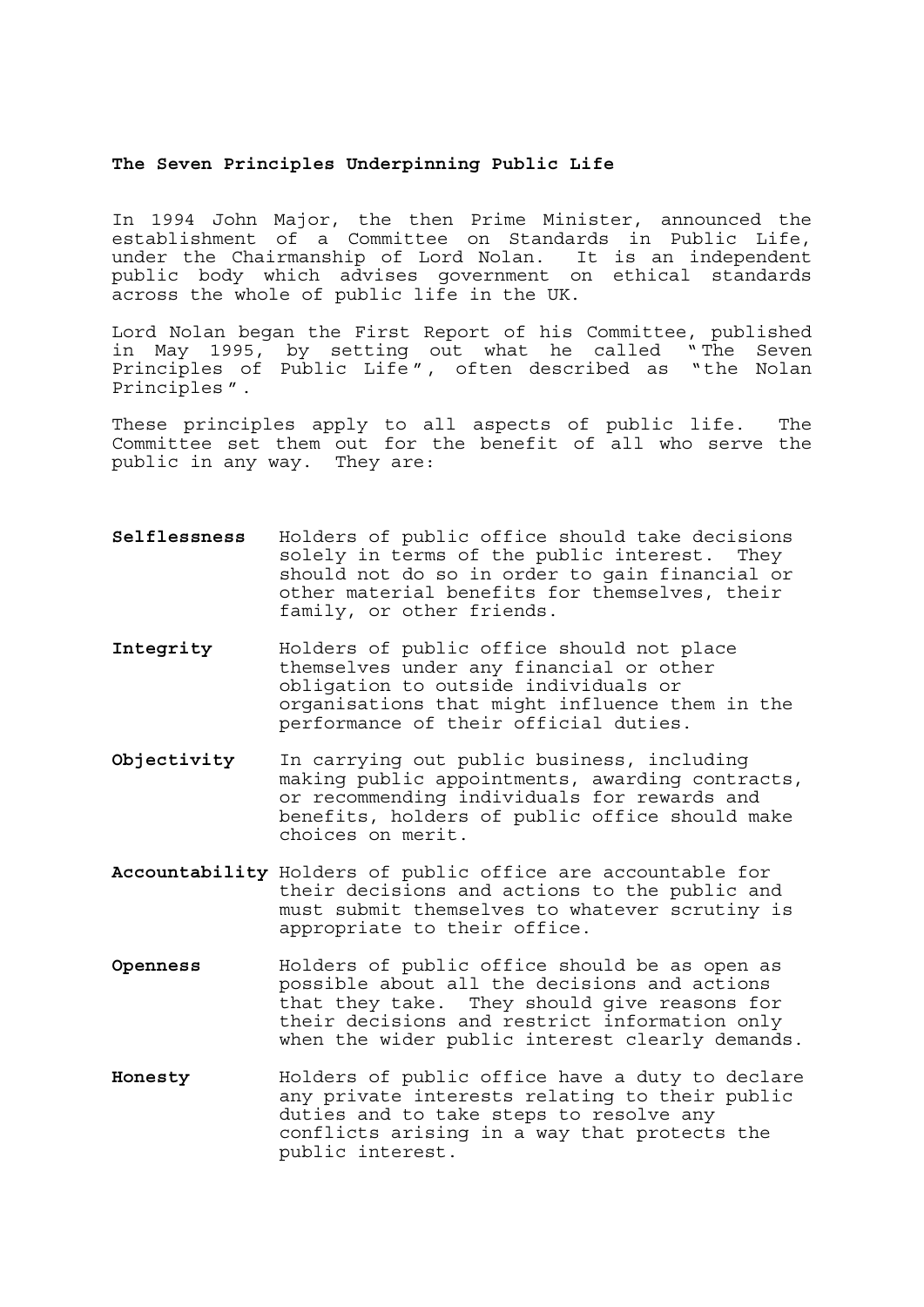## The Seven Principles Underpinning Public Life

In 1994 John Major, the then Prime Minister, announced the establishment of a Committee on Standards in Public Life, under the Chairmanship of Lord Nolan. It is an independent public body which advises government on ethical standards across the whole of public life in the UK.

Lord Nolan began the First Report of his Committee, published in May 1995, by setting out what he called "The Seven Principles of Public Life", often described as "the Nolan Principles".

These principles apply to all aspects of public life. The Committee set them out for the benefit of all who serve the public in any way. They are:

**Selflessness** Holders of public office should take decisions solely in terms of the public interest. They should not do so in order to gain financial or other material benefits for themselves, their family, or other friends.

**Integrity** Holders of public office should not place themselves under any financial or other obligation to outside individuals or organisations that might influence them in the performance of their official duties.

**Objectivity** In carrying out public business, including making public appointments, awarding contracts, or recommending individuals for rewards and benefits, holders of public office should make choices on merit.

**Accountability** Holders of public office are accountable for their decisions and actions to the public and must submit themselves to whatever scrutiny is appropriate to their office.

**Openness** Holders of public office should be as open as possible about all the decisions and actions that they take. They should give reasons for their decisions and restrict information only when the wider public interest clearly demands.

**Honesty** Holders of public office have a duty to declare any private interests relating to their public duties and to take steps to resolve any conflicts arising in a way that protects the public interest.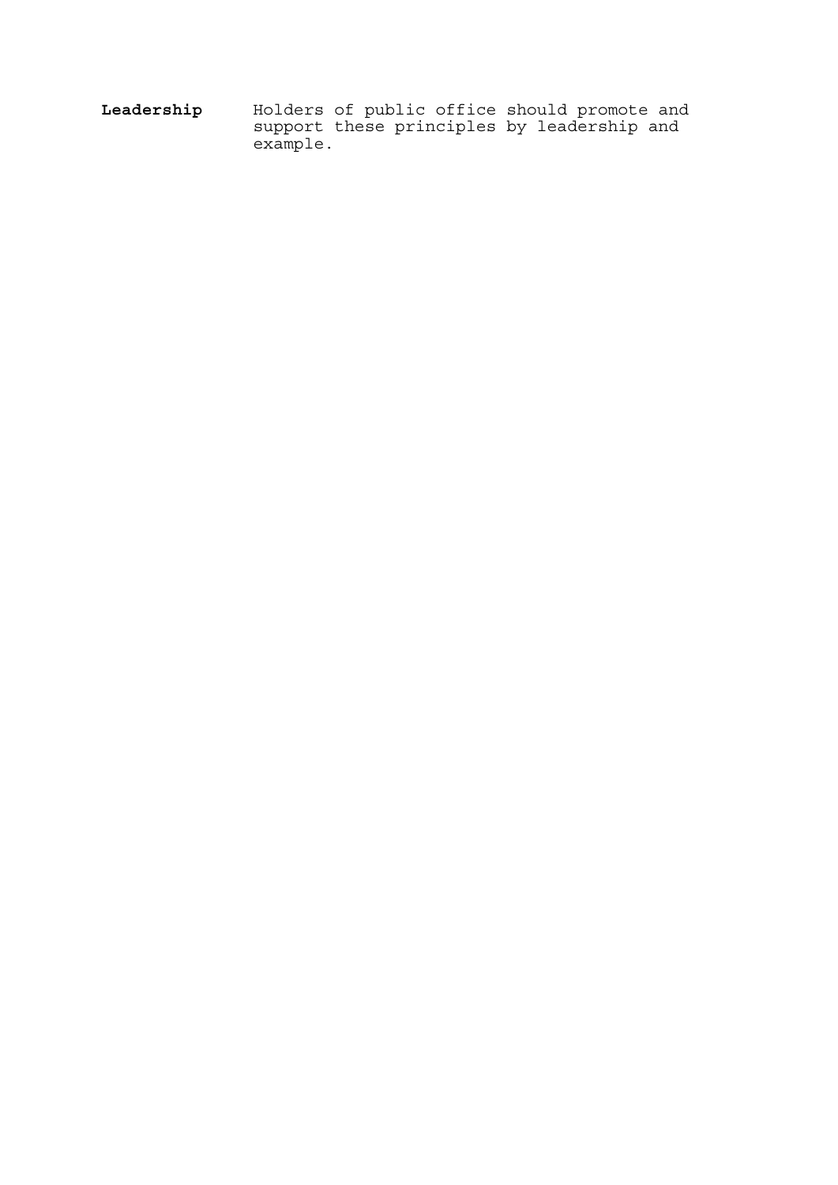**Leadership** Holders of public office should promote and support these principles by leadership and example.